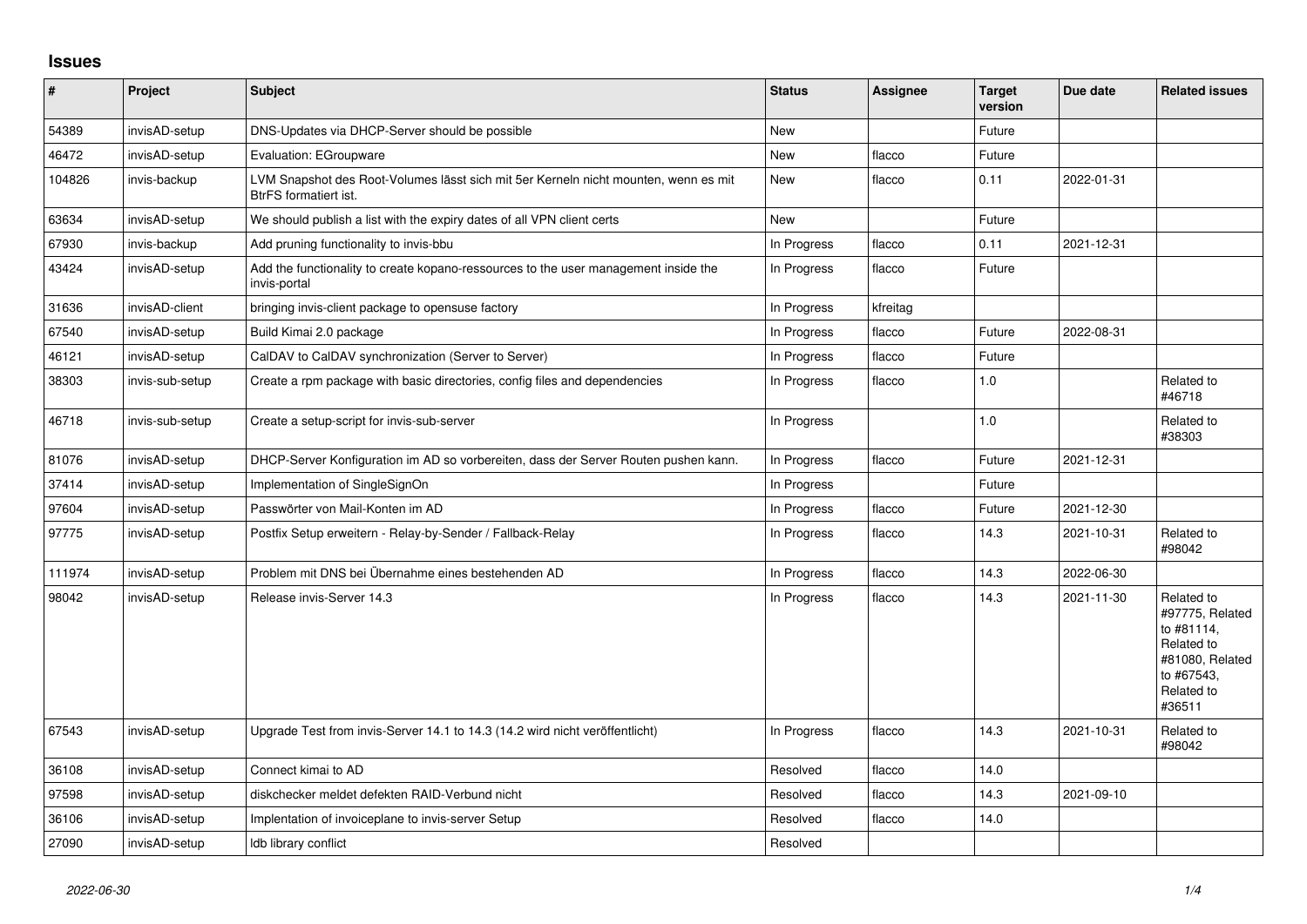## Issues

| # | Project | Subject | Status | Assignee | Target version | Due date | Related issues |
|---|---|---|---|---|---|---|---|
| 54389 | invisAD-setup | DNS-Updates via DHCP-Server should be possible | New | | Future | | |
| 46472 | invisAD-setup | Evaluation: EGroupware | New | flacco | Future | | |
| 104826 | invis-backup | LVM Snapshot des Root-Volumes lässt sich mit 5er Kerneln nicht mounten, wenn es mit BtrFS formatiert ist. | New | flacco | 0.11 | 2022-01-31 | |
| 63634 | invisAD-setup | We should publish a list with the expiry dates of all VPN client certs | New | | Future | | |
| 67930 | invis-backup | Add pruning functionality to invis-bbu | In Progress | flacco | 0.11 | 2021-12-31 | |
| 43424 | invisAD-setup | Add the functionality to create kopano-ressources to the user management inside the invis-portal | In Progress | flacco | Future | | |
| 31636 | invisAD-client | bringing invis-client package to opensuse factory | In Progress | kfreitag | | | |
| 67540 | invisAD-setup | Build Kimai 2.0 package | In Progress | flacco | Future | 2022-08-31 | |
| 46121 | invisAD-setup | CalDAV to CalDAV synchronization (Server to Server) | In Progress | flacco | Future | | |
| 38303 | invis-sub-setup | Create a rpm package with basic directories, config files and dependencies | In Progress | flacco | 1.0 | | Related to #46718 |
| 46718 | invis-sub-setup | Create a setup-script for invis-sub-server | In Progress | | 1.0 | | Related to #38303 |
| 81076 | invisAD-setup | DHCP-Server Konfiguration im AD so vorbereiten, dass der Server Routen pushen kann. | In Progress | flacco | Future | 2021-12-31 | |
| 37414 | invisAD-setup | Implementation of SingleSignOn | In Progress | | Future | | |
| 97604 | invisAD-setup | Passwörter von Mail-Konten im AD | In Progress | flacco | Future | 2021-12-30 | |
| 97775 | invisAD-setup | Postfix Setup erweitern - Relay-by-Sender / Fallback-Relay | In Progress | flacco | 14.3 | 2021-10-31 | Related to #98042 |
| 111974 | invisAD-setup | Problem mit DNS bei Übernahme eines bestehenden AD | In Progress | flacco | 14.3 | 2022-06-30 | |
| 98042 | invisAD-setup | Release invis-Server 14.3 | In Progress | flacco | 14.3 | 2021-11-30 | Related to #97775, Related to #81114, Related to #81080, Related to #67543, Related to #36511 |
| 67543 | invisAD-setup | Upgrade Test from invis-Server 14.1 to 14.3 (14.2 wird nicht veröffentlicht) | In Progress | flacco | 14.3 | 2021-10-31 | Related to #98042 |
| 36108 | invisAD-setup | Connect kimai to AD | Resolved | flacco | 14.0 | | |
| 97598 | invisAD-setup | diskchecker meldet defekten RAID-Verbund nicht | Resolved | flacco | 14.3 | 2021-09-10 | |
| 36106 | invisAD-setup | Implentation of invoiceplane to invis-server Setup | Resolved | flacco | 14.0 | | |
| 27090 | invisAD-setup | ldb library conflict | Resolved | | | | |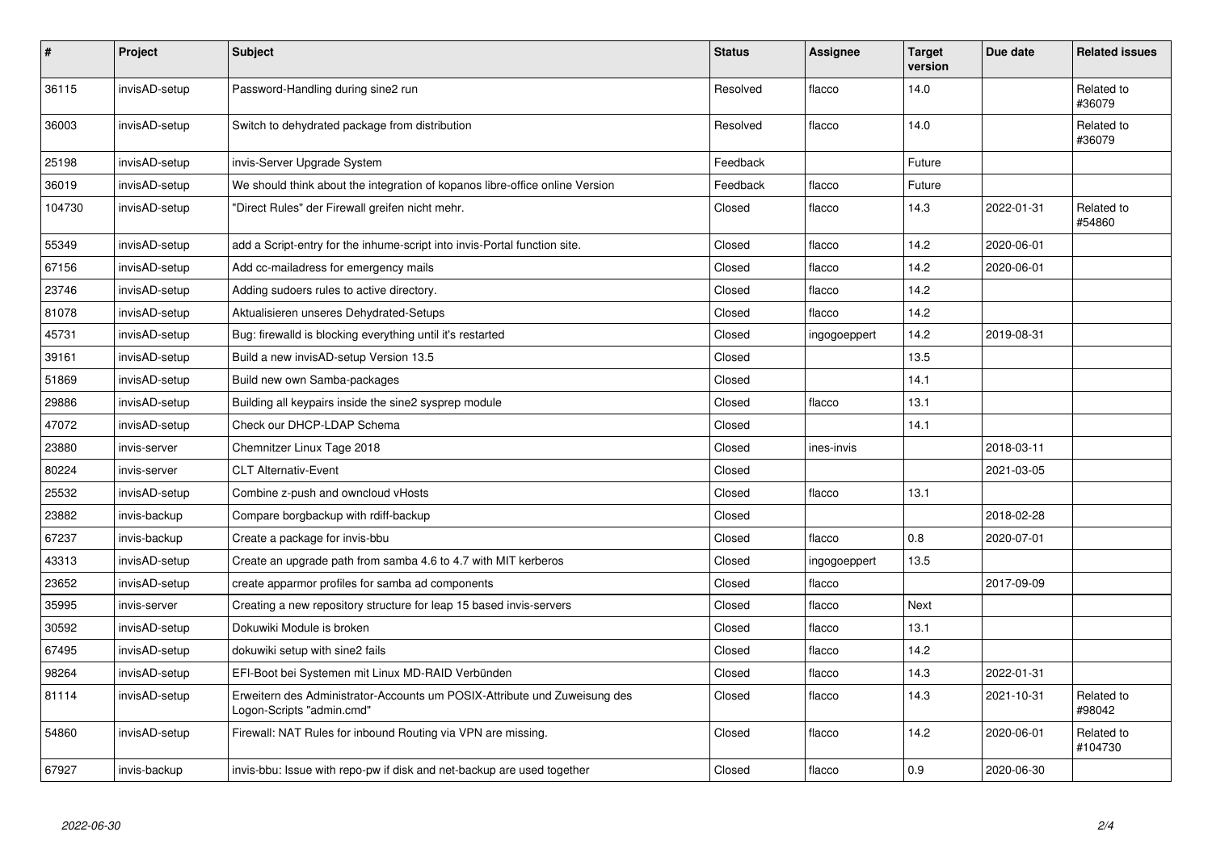| # | Project | Subject | Status | Assignee | Target version | Due date | Related issues |
|---|---|---|---|---|---|---|---|
| 36115 | invisAD-setup | Password-Handling during sine2 run | Resolved | flacco | 14.0 | | Related to #36079 |
| 36003 | invisAD-setup | Switch to dehydrated package from distribution | Resolved | flacco | 14.0 | | Related to #36079 |
| 25198 | invisAD-setup | invis-Server Upgrade System | Feedback | | Future | | |
| 36019 | invisAD-setup | We should think about the integration of kopanos libre-office online Version | Feedback | flacco | Future | | |
| 104730 | invisAD-setup | "Direct Rules" der Firewall greifen nicht mehr. | Closed | flacco | 14.3 | 2022-01-31 | Related to #54860 |
| 55349 | invisAD-setup | add a Script-entry for the inhume-script into invis-Portal function site. | Closed | flacco | 14.2 | 2020-06-01 | |
| 67156 | invisAD-setup | Add cc-mailadress for emergency mails | Closed | flacco | 14.2 | 2020-06-01 | |
| 23746 | invisAD-setup | Adding sudoers rules to active directory. | Closed | flacco | 14.2 | | |
| 81078 | invisAD-setup | Aktualisieren unseres Dehydrated-Setups | Closed | flacco | 14.2 | | |
| 45731 | invisAD-setup | Bug: firewalld is blocking everything until it's restarted | Closed | ingogoeppert | 14.2 | 2019-08-31 | |
| 39161 | invisAD-setup | Build a new invisAD-setup Version 13.5 | Closed | | 13.5 | | |
| 51869 | invisAD-setup | Build new own Samba-packages | Closed | | 14.1 | | |
| 29886 | invisAD-setup | Building all keypairs inside the sine2 sysprep module | Closed | flacco | 13.1 | | |
| 47072 | invisAD-setup | Check our DHCP-LDAP Schema | Closed | | 14.1 | | |
| 23880 | invis-server | Chemnitzer Linux Tage 2018 | Closed | ines-invis | | 2018-03-11 | |
| 80224 | invis-server | CLT Alternativ-Event | Closed | | | 2021-03-05 | |
| 25532 | invisAD-setup | Combine z-push and owncloud vHosts | Closed | flacco | 13.1 | | |
| 23882 | invis-backup | Compare borgbackup with rdiff-backup | Closed | | | 2018-02-28 | |
| 67237 | invis-backup | Create a package for invis-bbu | Closed | flacco | 0.8 | 2020-07-01 | |
| 43313 | invisAD-setup | Create an upgrade path from samba 4.6 to 4.7 with MIT kerberos | Closed | ingogoeppert | 13.5 | | |
| 23652 | invisAD-setup | create apparmor profiles for samba ad components | Closed | flacco | | 2017-09-09 | |
| 35995 | invis-server | Creating a new repository structure for leap 15 based invis-servers | Closed | flacco | Next | | |
| 30592 | invisAD-setup | Dokuwiki Module is broken | Closed | flacco | 13.1 | | |
| 67495 | invisAD-setup | dokuwiki setup with sine2 fails | Closed | flacco | 14.2 | | |
| 98264 | invisAD-setup | EFI-Boot bei Systemen mit Linux MD-RAID Verbünden | Closed | flacco | 14.3 | 2022-01-31 | |
| 81114 | invisAD-setup | Erweitern des Administrator-Accounts um POSIX-Attribute und Zuweisung des Logon-Scripts "admin.cmd" | Closed | flacco | 14.3 | 2021-10-31 | Related to #98042 |
| 54860 | invisAD-setup | Firewall: NAT Rules for inbound Routing via VPN are missing. | Closed | flacco | 14.2 | 2020-06-01 | Related to #104730 |
| 67927 | invis-backup | invis-bbu: Issue with repo-pw if disk and net-backup are used together | Closed | flacco | 0.9 | 2020-06-30 | |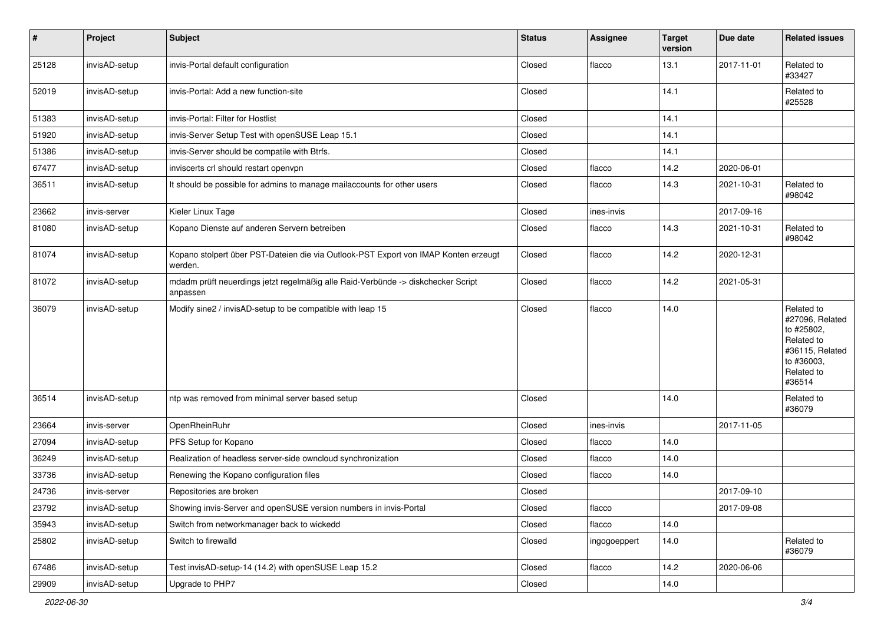| # | Project | Subject | Status | Assignee | Target version | Due date | Related issues |
|---|---|---|---|---|---|---|---|
| 25128 | invisAD-setup | invis-Portal default configuration | Closed | flacco | 13.1 | 2017-11-01 | Related to #33427 |
| 52019 | invisAD-setup | invis-Portal: Add a new function-site | Closed | | 14.1 | | Related to #25528 |
| 51383 | invisAD-setup | invis-Portal: Filter for Hostlist | Closed | | 14.1 | | |
| 51920 | invisAD-setup | invis-Server Setup Test with openSUSE Leap 15.1 | Closed | | 14.1 | | |
| 51386 | invisAD-setup | invis-Server should be compatile with Btrfs. | Closed | | 14.1 | | |
| 67477 | invisAD-setup | inviscerts crl should restart openvpn | Closed | flacco | 14.2 | 2020-06-01 | |
| 36511 | invisAD-setup | It should be possible for admins to manage mailaccounts for other users | Closed | flacco | 14.3 | 2021-10-31 | Related to #98042 |
| 23662 | invis-server | Kieler Linux Tage | Closed | ines-invis | | 2017-09-16 | |
| 81080 | invisAD-setup | Kopano Dienste auf anderen Servern betreiben | Closed | flacco | 14.3 | 2021-10-31 | Related to #98042 |
| 81074 | invisAD-setup | Kopano stolpert über PST-Dateien die via Outlook-PST Export von IMAP Konten erzeugt werden. | Closed | flacco | 14.2 | 2020-12-31 | |
| 81072 | invisAD-setup | mdadm prüft neuerdings jetzt regelmäßig alle Raid-Verbünde -> diskchecker Script anpassen | Closed | flacco | 14.2 | 2021-05-31 | |
| 36079 | invisAD-setup | Modify sine2 / invisAD-setup to be compatible with leap 15 | Closed | flacco | 14.0 | | Related to #27096, Related to #25802, Related to #36115, Related to #36003, Related to #36514 |
| 36514 | invisAD-setup | ntp was removed from minimal server based setup | Closed | | 14.0 | | Related to #36079 |
| 23664 | invis-server | OpenRheinRuhr | Closed | ines-invis | | 2017-11-05 | |
| 27094 | invisAD-setup | PFS Setup for Kopano | Closed | flacco | 14.0 | | |
| 36249 | invisAD-setup | Realization of headless server-side owncloud synchronization | Closed | flacco | 14.0 | | |
| 33736 | invisAD-setup | Renewing the Kopano configuration files | Closed | flacco | 14.0 | | |
| 24736 | invis-server | Repositories are broken | Closed | | | 2017-09-10 | |
| 23792 | invisAD-setup | Showing invis-Server and openSUSE version numbers in invis-Portal | Closed | flacco | | 2017-09-08 | |
| 35943 | invisAD-setup | Switch from networkmanager back to wickedd | Closed | flacco | 14.0 | | |
| 25802 | invisAD-setup | Switch to firewalld | Closed | ingogoeppert | 14.0 | | Related to #36079 |
| 67486 | invisAD-setup | Test invisAD-setup-14 (14.2) with openSUSE Leap 15.2 | Closed | flacco | 14.2 | 2020-06-06 | |
| 29909 | invisAD-setup | Upgrade to PHP7 | Closed | | 14.0 | | |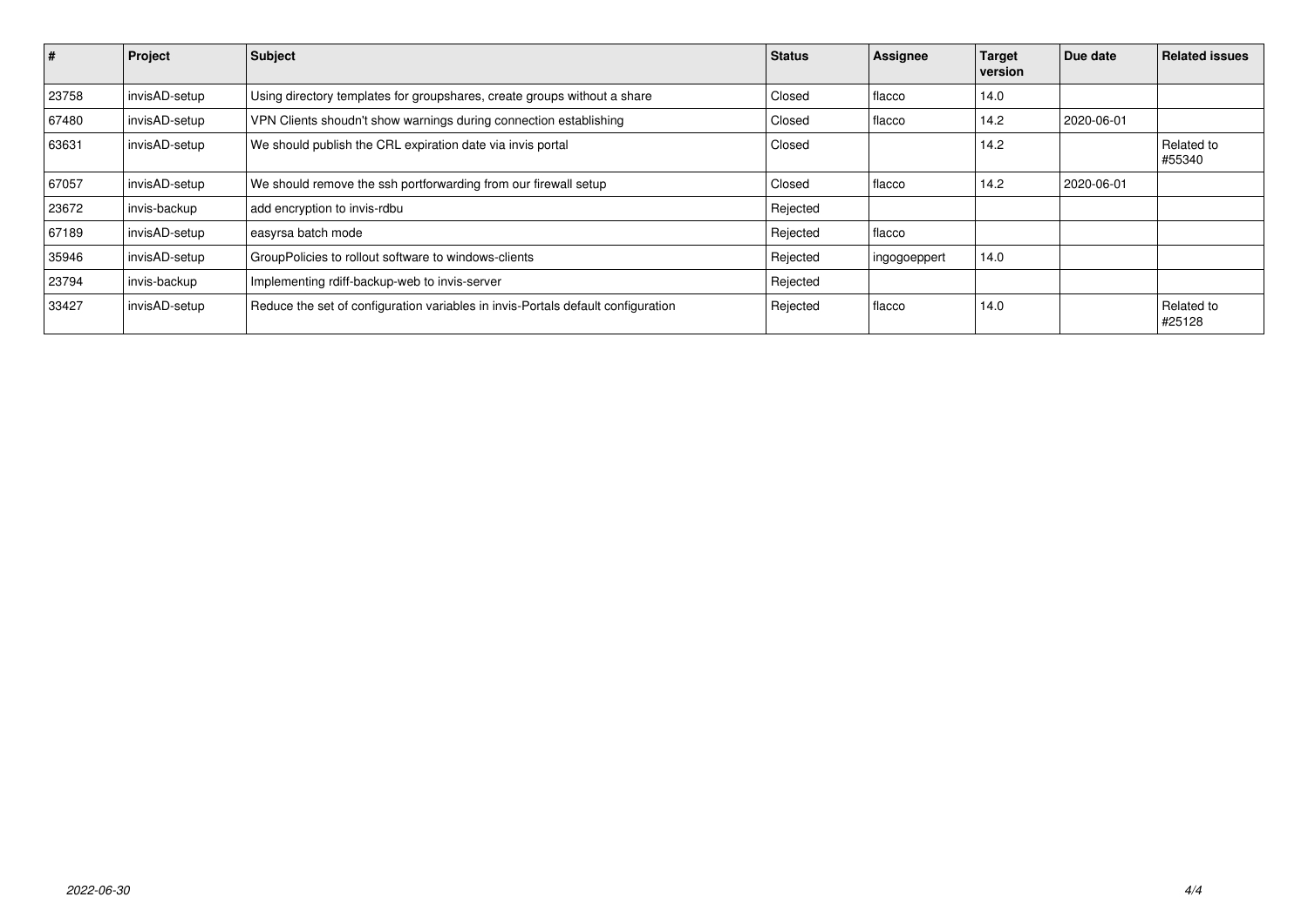| # | Project | Subject | Status | Assignee | Target version | Due date | Related issues |
|---|---|---|---|---|---|---|---|
| 23758 | invisAD-setup | Using directory templates for groupshares, create groups without a share | Closed | flacco | 14.0 | | |
| 67480 | invisAD-setup | VPN Clients shoudn't show warnings during connection establishing | Closed | flacco | 14.2 | 2020-06-01 | |
| 63631 | invisAD-setup | We should publish the CRL expiration date via invis portal | Closed | | 14.2 | | Related to #55340 |
| 67057 | invisAD-setup | We should remove the ssh portforwarding from our firewall setup | Closed | flacco | 14.2 | 2020-06-01 | |
| 23672 | invis-backup | add encryption to invis-rdbu | Rejected | | | | |
| 67189 | invisAD-setup | easyrsa batch mode | Rejected | flacco | | | |
| 35946 | invisAD-setup | GroupPolicies to rollout software to windows-clients | Rejected | ingogoeppert | 14.0 | | |
| 23794 | invis-backup | Implementing rdiff-backup-web to invis-server | Rejected | | | | |
| 33427 | invisAD-setup | Reduce the set of configuration variables in invis-Portals default configuration | Rejected | flacco | 14.0 | | Related to #25128 |